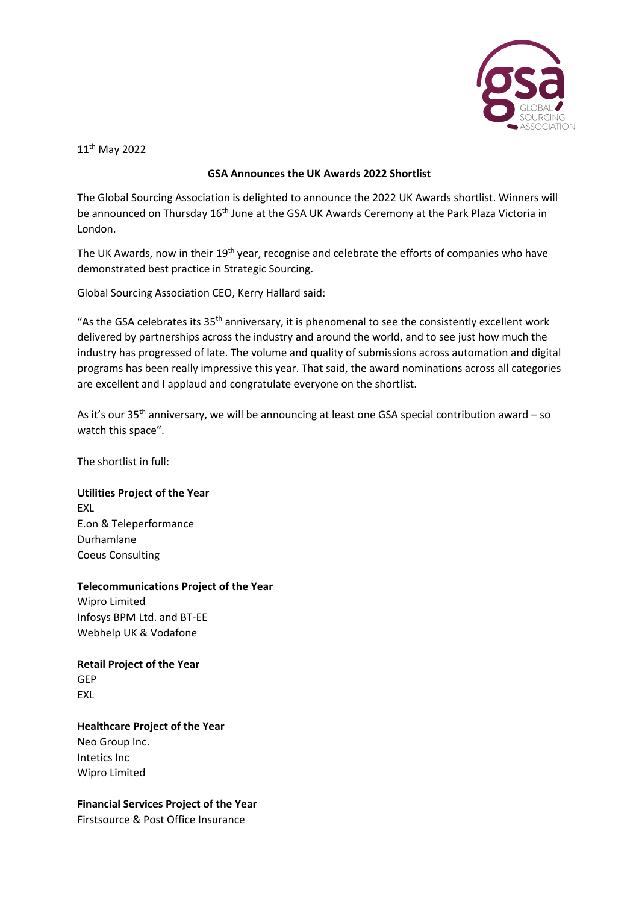11th May 2022

## GSA Announces the UK Awards 2022 Shortlist

The Global Sourcing Association is delighted to announce the 2022 UK Awards shortlist. Winners will be announced on Thursday 16th June at the GSA UK Awards Ceremony at the Park Plaza Victoria in London.

The UK Awards, now in their 19th year, recognise and celebrate the efforts of companies who have demonstrated best practice in Strategic Sourcing.

Global Sourcing Association CEO, Kerry Hallard said:

"As the GSA celebrates its 35th anniversary, it is phenomenal to see the consistently excellent work delivered by partnerships across the industry and around the world, and to see just how much the industry has progressed of late. The volume and quality of submissions across automation and digital programs has been really impressive this year. That said, the award nominations across all categories are excellent and I applaud and congratulate everyone on the shortlist.

As it's our 35th anniversary, we will be announcing at least one GSA special contribution award – so watch this space".

The shortlist in full:

**Utilities Project of the Year**
EXL
E.on & Teleperformance
Durhamlane
Coeus Consulting

**Telecommunications Project of the Year**
Wipro Limited
Infosys BPM Ltd. and BT-EE
Webhelp UK & Vodafone

**Retail Project of the Year**
GEP
EXL

**Healthcare Project of the Year**
Neo Group Inc.
Intetics Inc
Wipro Limited

**Financial Services Project of the Year**
Firstsource & Post Office Insurance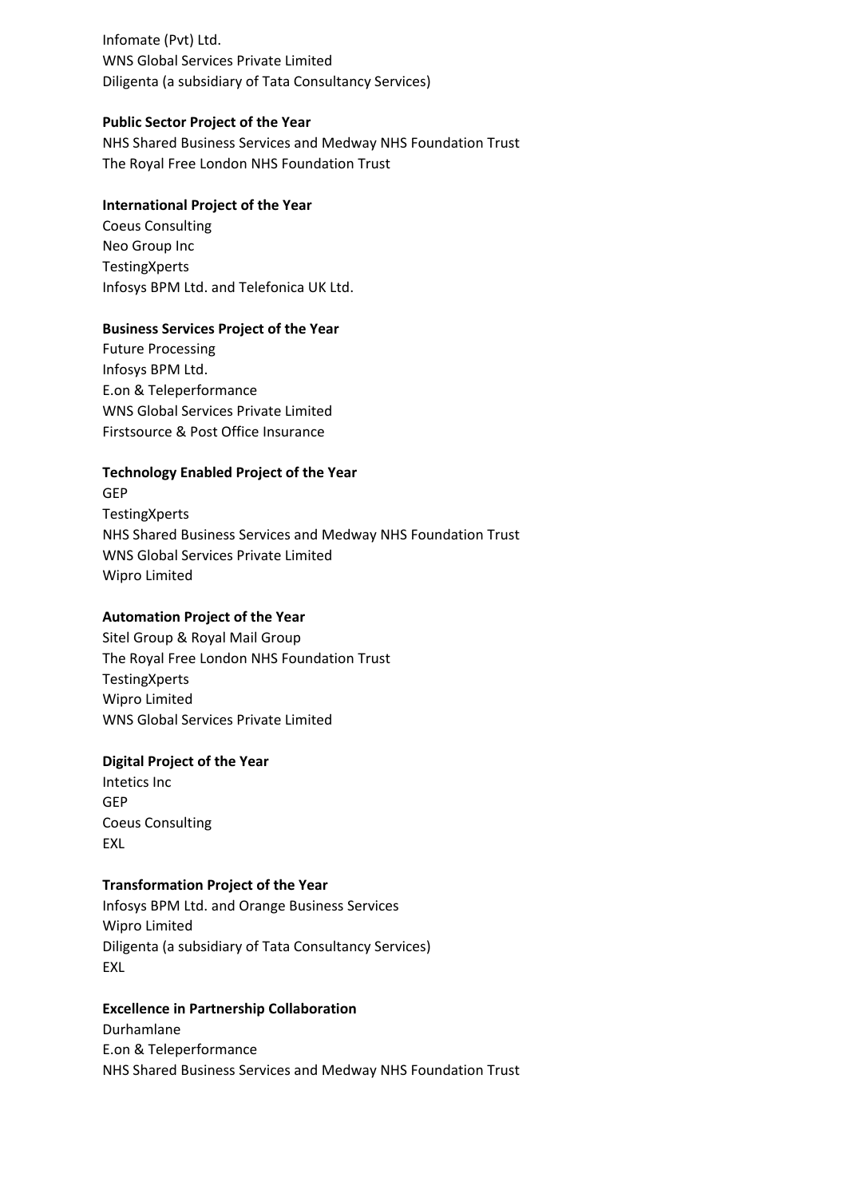Infomate (Pvt) Ltd.
WNS Global Services Private Limited
Diligenta (a subsidiary of Tata Consultancy Services)

**Public Sector Project of the Year**

NHS Shared Business Services and Medway NHS Foundation Trust
The Royal Free London NHS Foundation Trust

**International Project of the Year**

Coeus Consulting
Neo Group Inc
TestingXperts
Infosys BPM Ltd. and Telefonica UK Ltd.

**Business Services Project of the Year**

Future Processing
Infosys BPM Ltd.
E.on & Teleperformance
WNS Global Services Private Limited
Firstsource & Post Office Insurance

**Technology Enabled Project of the Year**

GEP
TestingXperts
NHS Shared Business Services and Medway NHS Foundation Trust
WNS Global Services Private Limited
Wipro Limited

**Automation Project of the Year**

Sitel Group & Royal Mail Group
The Royal Free London NHS Foundation Trust
TestingXperts
Wipro Limited
WNS Global Services Private Limited

**Digital Project of the Year**

Intetics Inc
GEP
Coeus Consulting
EXL

**Transformation Project of the Year**

Infosys BPM Ltd. and Orange Business Services
Wipro Limited
Diligenta (a subsidiary of Tata Consultancy Services)
EXL

**Excellence in Partnership Collaboration**

Durhamlane
E.on & Teleperformance
NHS Shared Business Services and Medway NHS Foundation Trust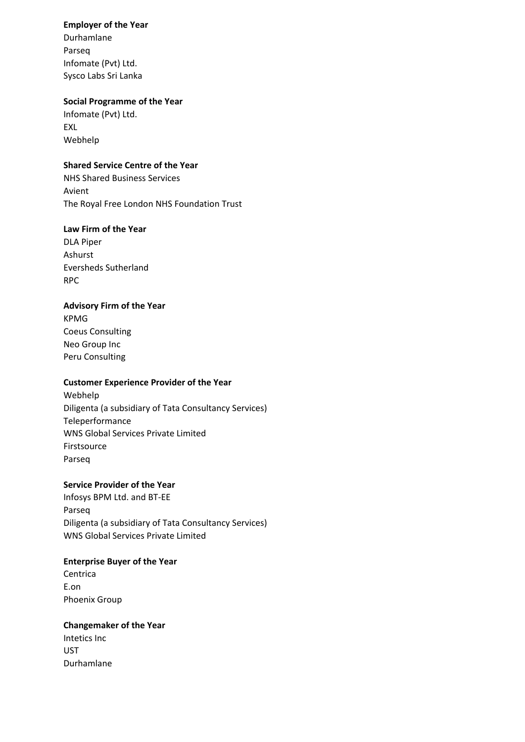**Employer of the Year**

Durhamlane
Parseq
Infomate (Pvt) Ltd.
Sysco Labs Sri Lanka

**Social Programme of the Year**

Infomate (Pvt) Ltd.
EXL
Webhelp

**Shared Service Centre of the Year**

NHS Shared Business Services
Avient
The Royal Free London NHS Foundation Trust

**Law Firm of the Year**

DLA Piper
Ashurst
Eversheds Sutherland
RPC

**Advisory Firm of the Year**

KPMG
Coeus Consulting
Neo Group Inc
Peru Consulting

**Customer Experience Provider of the Year**

Webhelp
Diligenta (a subsidiary of Tata Consultancy Services)
Teleperformance
WNS Global Services Private Limited
Firstsource
Parseq

**Service Provider of the Year**

Infosys BPM Ltd. and BT-EE
Parseq
Diligenta (a subsidiary of Tata Consultancy Services)
WNS Global Services Private Limited

**Enterprise Buyer of the Year**

Centrica
E.on
Phoenix Group

**Changemaker of the Year**

Intetics Inc
UST
Durhamlane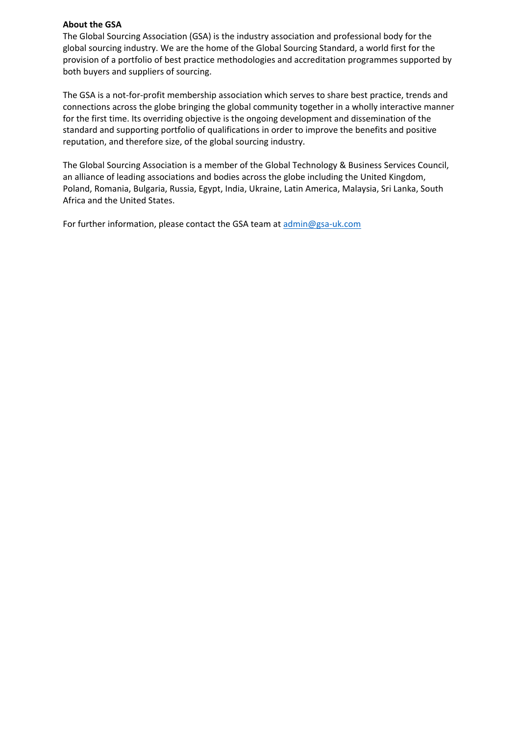**About the GSA**

The Global Sourcing Association (GSA) is the industry association and professional body for the global sourcing industry. We are the home of the Global Sourcing Standard, a world first for the provision of a portfolio of best practice methodologies and accreditation programmes supported by both buyers and suppliers of sourcing.

The GSA is a not-for-profit membership association which serves to share best practice, trends and connections across the globe bringing the global community together in a wholly interactive manner for the first time. Its overriding objective is the ongoing development and dissemination of the standard and supporting portfolio of qualifications in order to improve the benefits and positive reputation, and therefore size, of the global sourcing industry.

The Global Sourcing Association is a member of the Global Technology & Business Services Council, an alliance of leading associations and bodies across the globe including the United Kingdom, Poland, Romania, Bulgaria, Russia, Egypt, India, Ukraine, Latin America, Malaysia, Sri Lanka, South Africa and the United States.

For further information, please contact the GSA team at admin@gsa-uk.com